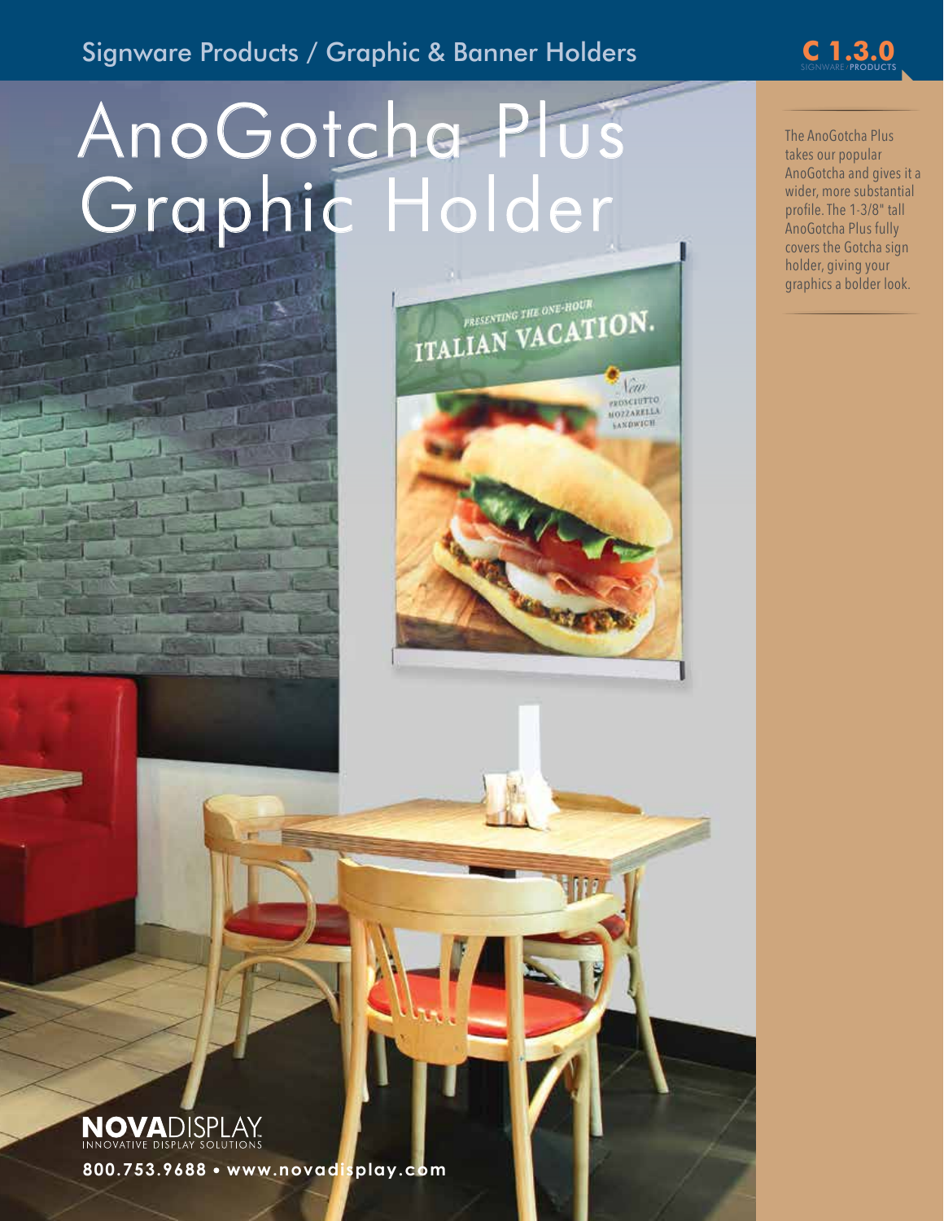Signware Products / Graphic & Banner Holders

# AnoGotcha Plus Graphic Holder

The AnoGotcha Plus takes our popular AnoGotcha and gives it a wider, more substantial profile. The 1-3/8" tall AnoGotcha Plus fully covers the Gotcha sign holder, giving your graphics a bolder look.

NOVADISPLAY
INNOVATIVE DISPLAY SOLUTIONS

800.753.9688 • www.novadisplay.com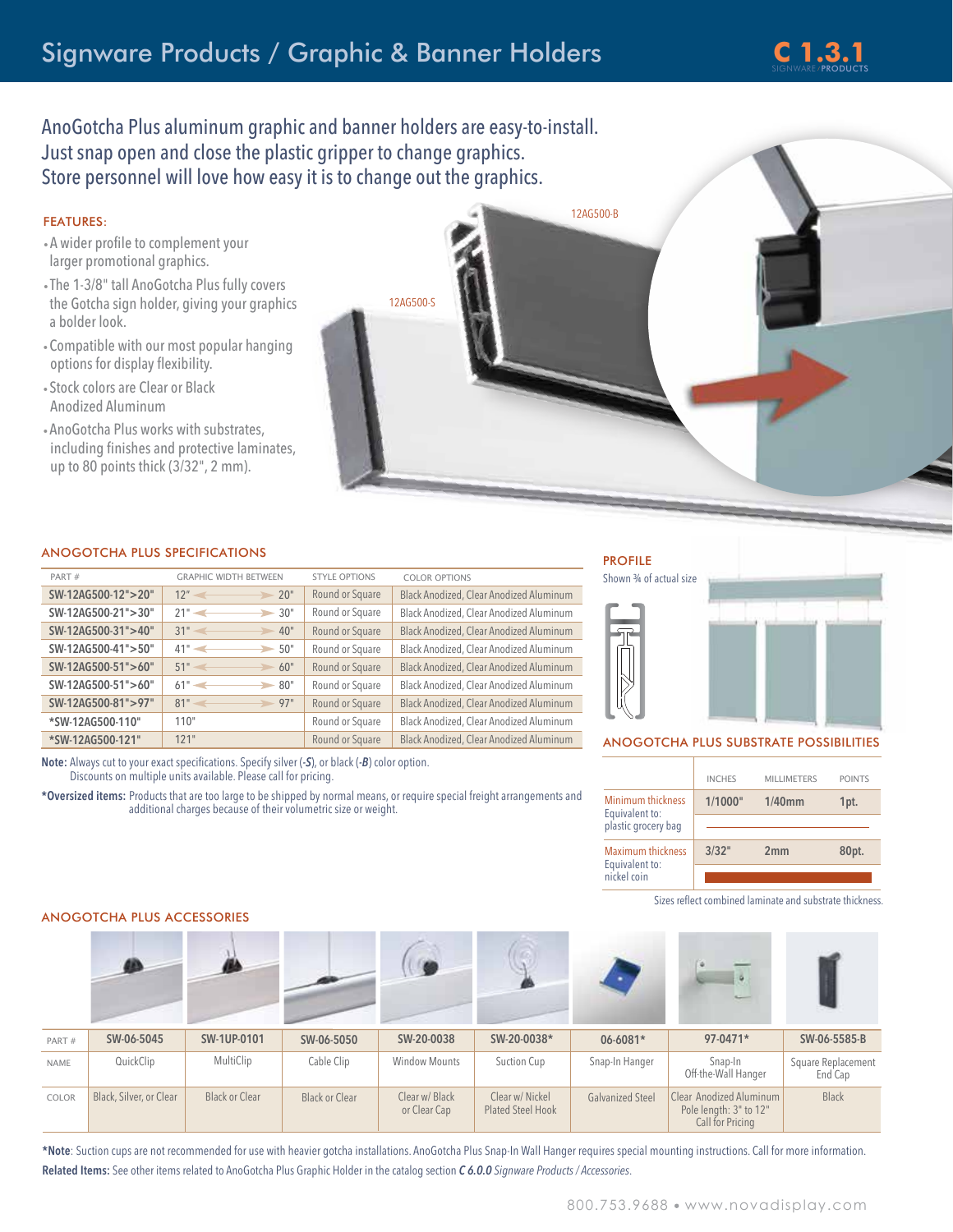# Signware Products / Graphic & Banner Holders

AnoGotcha Plus aluminum graphic and banner holders are easy-to-install. Just snap open and close the plastic gripper to change graphics. Store personnel will love how easy it is to change out the graphics.

### FEATURES:

- A wider profile to complement your larger promotional graphics.
- The 1-3/8" tall AnoGotcha Plus fully covers the Gotcha sign holder, giving your graphics a bolder look.
- Compatible with our most popular hanging options for display flexibility.
- Stock colors are Clear or Black Anodized Aluminum
- AnoGotcha Plus works with substrates, including finishes and protective laminates, up to 80 points thick (3/32", 2 mm).

12AG500-B

12AG500-S

## ANOGOTCHA PLUS SPECIFICATIONS

| PART # | GRAPHIC WIDTH BETWEEN | STYLE OPTIONS | COLOR OPTIONS |
|---|---|---|---|
| SW-12AG500-12">20" | 12" — 20" | Round or Square | Black Anodized, Clear Anodized Aluminum |
| SW-12AG500-21">30" | 21" — 30" | Round or Square | Black Anodized, Clear Anodized Aluminum |
| SW-12AG500-31">40" | 31" — 40" | Round or Square | Black Anodized, Clear Anodized Aluminum |
| SW-12AG500-41">50" | 41" — 50" | Round or Square | Black Anodized, Clear Anodized Aluminum |
| SW-12AG500-51">60" | 51" — 60" | Round or Square | Black Anodized, Clear Anodized Aluminum |
| SW-12AG500-51">60" | 61" — 80" | Round or Square | Black Anodized, Clear Anodized Aluminum |
| SW-12AG500-81">97" | 81" — 97" | Round or Square | Black Anodized, Clear Anodized Aluminum |
| *SW-12AG500-110" | 110" | Round or Square | Black Anodized, Clear Anodized Aluminum |
| *SW-12AG500-121" | 121" | Round or Square | Black Anodized, Clear Anodized Aluminum |

**Note:** Always cut to your exact specifications. Specify silver (***-S***), or black (***-B***) color option.
Discounts on multiple units available. Please call for pricing.

***Oversized items:** Products that are too large to be shipped by normal means, or require special freight arrangements and additional charges because of their volumetric size or weight.

### PROFILE

Shown ¾ of actual size

### ANOGOTCHA PLUS SUBSTRATE POSSIBILITIES

| | INCHES | MILLIMETERS | POINTS |
|---|---|---|---|
| Minimum thickness Equivalent to: plastic grocery bag | 1/1000" | 1/40mm | 1pt. |
| Maximum thickness Equivalent to: nickel coin | 3/32" | 2mm | 80pt. |

Sizes reflect combined laminate and substrate thickness.

## ANOGOTCHA PLUS ACCESSORIES

| PART # | SW-06-5045 | SW-1UP-0101 | SW-06-5050 | SW-20-0038 | SW-20-0038* | 06-6081* | 97-0471* | SW-06-5585-B |
|---|---|---|---|---|---|---|---|---|
| NAME | QuickClip | MultiClip | Cable Clip | Window Mounts | Suction Cup | Snap-In Hanger | Snap-In Off-the-Wall Hanger | Square Replacement End Cap |
| COLOR | Black, Silver, or Clear | Black or Clear | Black or Clear | Clear w/ Black or Clear Cap | Clear w/ Nickel Plated Steel Hook | Galvanized Steel | Clear Anodized Aluminum Pole length: 3" to 12" Call for Pricing | Black |

***Note**: Suction cups are not recommended for use with heavier gotcha installations. AnoGotcha Plus Snap-In Wall Hanger requires special mounting instructions. Call for more information.

**Related Items:** See other items related to AnoGotcha Plus Graphic Holder in the catalog section ***C 6.0.0*** *Signware Products / Accessories*.

800.753.9688 • www.novadisplay.com